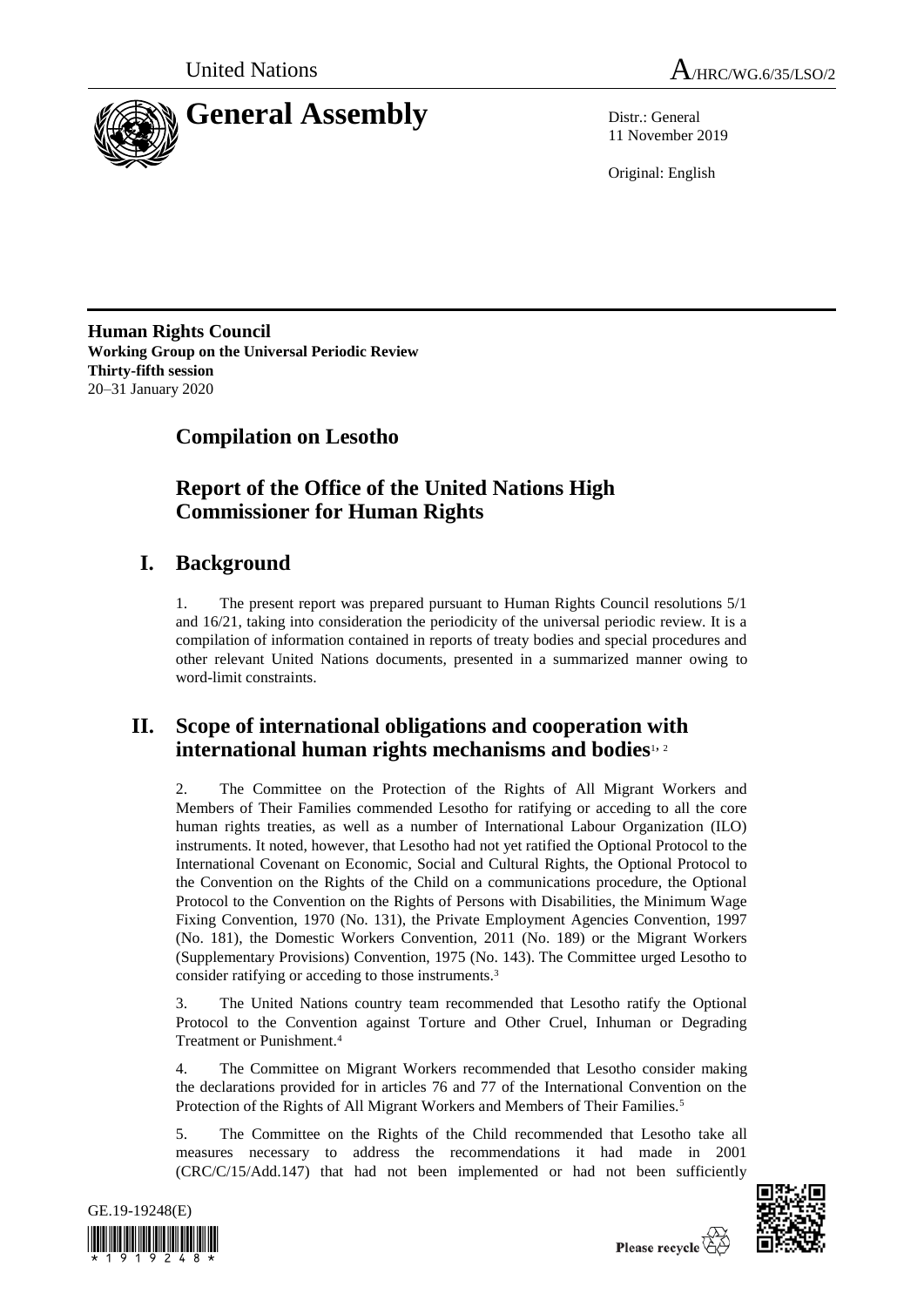United Nations

A/HRC/WG.6/35/LSO/2

# General Assembly

Distr.: General
11 November 2019

Original: English

**Human Rights Council**
**Working Group on the Universal Periodic Review**
**Thirty-fifth session**
20–31 January 2020

## Compilation on Lesotho

## Report of the Office of the United Nations High Commissioner for Human Rights

# I. Background

1. The present report was prepared pursuant to Human Rights Council resolutions 5/1 and 16/21, taking into consideration the periodicity of the universal periodic review. It is a compilation of information contained in reports of treaty bodies and special procedures and other relevant United Nations documents, presented in a summarized manner owing to word-limit constraints.

# II. Scope of international obligations and cooperation with international human rights mechanisms and bodies[1, 2]

2. The Committee on the Protection of the Rights of All Migrant Workers and Members of Their Families commended Lesotho for ratifying or acceding to all the core human rights treaties, as well as a number of International Labour Organization (ILO) instruments. It noted, however, that Lesotho had not yet ratified the Optional Protocol to the International Covenant on Economic, Social and Cultural Rights, the Optional Protocol to the Convention on the Rights of the Child on a communications procedure, the Optional Protocol to the Convention on the Rights of Persons with Disabilities, the Minimum Wage Fixing Convention, 1970 (No. 131), the Private Employment Agencies Convention, 1997 (No. 181), the Domestic Workers Convention, 2011 (No. 189) or the Migrant Workers (Supplementary Provisions) Convention, 1975 (No. 143). The Committee urged Lesotho to consider ratifying or acceding to those instruments.[3]

3. The United Nations country team recommended that Lesotho ratify the Optional Protocol to the Convention against Torture and Other Cruel, Inhuman or Degrading Treatment or Punishment.[4]

4. The Committee on Migrant Workers recommended that Lesotho consider making the declarations provided for in articles 76 and 77 of the International Convention on the Protection of the Rights of All Migrant Workers and Members of Their Families.[5]

5. The Committee on the Rights of the Child recommended that Lesotho take all measures necessary to address the recommendations it had made in 2001 (CRC/C/15/Add.147) that had not been implemented or had not been sufficiently

GE.19-19248(E)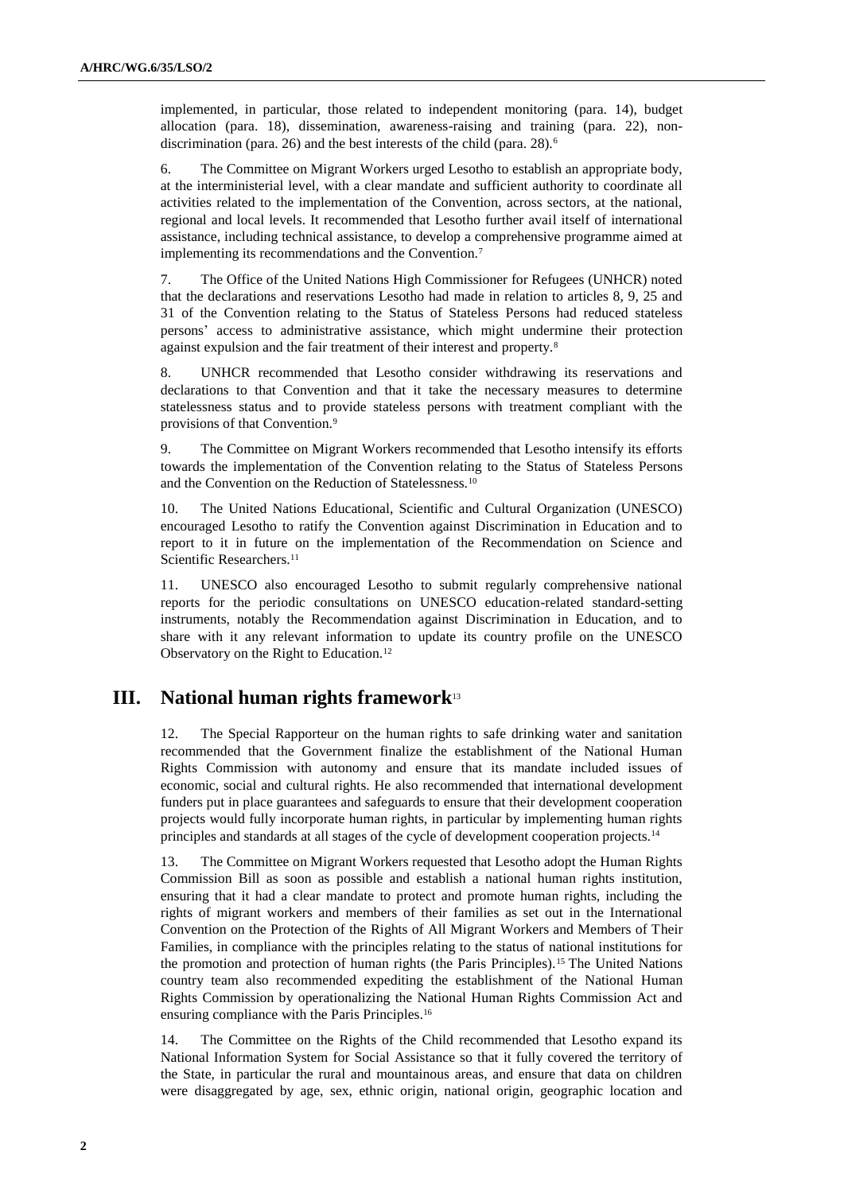implemented, in particular, those related to independent monitoring (para. 14), budget allocation (para. 18), dissemination, awareness-raising and training (para. 22), non-discrimination (para. 26) and the best interests of the child (para. 28).[6]

6. The Committee on Migrant Workers urged Lesotho to establish an appropriate body, at the interministerial level, with a clear mandate and sufficient authority to coordinate all activities related to the implementation of the Convention, across sectors, at the national, regional and local levels. It recommended that Lesotho further avail itself of international assistance, including technical assistance, to develop a comprehensive programme aimed at implementing its recommendations and the Convention.[7]

7. The Office of the United Nations High Commissioner for Refugees (UNHCR) noted that the declarations and reservations Lesotho had made in relation to articles 8, 9, 25 and 31 of the Convention relating to the Status of Stateless Persons had reduced stateless persons' access to administrative assistance, which might undermine their protection against expulsion and the fair treatment of their interest and property.[8]

8. UNHCR recommended that Lesotho consider withdrawing its reservations and declarations to that Convention and that it take the necessary measures to determine statelessness status and to provide stateless persons with treatment compliant with the provisions of that Convention.[9]

9. The Committee on Migrant Workers recommended that Lesotho intensify its efforts towards the implementation of the Convention relating to the Status of Stateless Persons and the Convention on the Reduction of Statelessness.[10]

10. The United Nations Educational, Scientific and Cultural Organization (UNESCO) encouraged Lesotho to ratify the Convention against Discrimination in Education and to report to it in future on the implementation of the Recommendation on Science and Scientific Researchers.[11]

11. UNESCO also encouraged Lesotho to submit regularly comprehensive national reports for the periodic consultations on UNESCO education-related standard-setting instruments, notably the Recommendation against Discrimination in Education, and to share with it any relevant information to update its country profile on the UNESCO Observatory on the Right to Education.[12]

## III. National human rights framework[13]

12. The Special Rapporteur on the human rights to safe drinking water and sanitation recommended that the Government finalize the establishment of the National Human Rights Commission with autonomy and ensure that its mandate included issues of economic, social and cultural rights. He also recommended that international development funders put in place guarantees and safeguards to ensure that their development cooperation projects would fully incorporate human rights, in particular by implementing human rights principles and standards at all stages of the cycle of development cooperation projects.[14]

13. The Committee on Migrant Workers requested that Lesotho adopt the Human Rights Commission Bill as soon as possible and establish a national human rights institution, ensuring that it had a clear mandate to protect and promote human rights, including the rights of migrant workers and members of their families as set out in the International Convention on the Protection of the Rights of All Migrant Workers and Members of Their Families, in compliance with the principles relating to the status of national institutions for the promotion and protection of human rights (the Paris Principles).[15] The United Nations country team also recommended expediting the establishment of the National Human Rights Commission by operationalizing the National Human Rights Commission Act and ensuring compliance with the Paris Principles.[16]

14. The Committee on the Rights of the Child recommended that Lesotho expand its National Information System for Social Assistance so that it fully covered the territory of the State, in particular the rural and mountainous areas, and ensure that data on children were disaggregated by age, sex, ethnic origin, national origin, geographic location and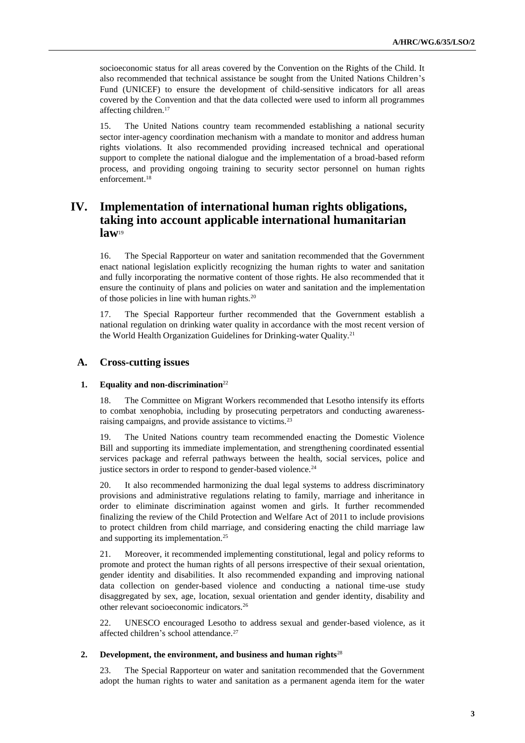socioeconomic status for all areas covered by the Convention on the Rights of the Child. It also recommended that technical assistance be sought from the United Nations Children's Fund (UNICEF) to ensure the development of child-sensitive indicators for all areas covered by the Convention and that the data collected were used to inform all programmes affecting children.[17]

15. The United Nations country team recommended establishing a national security sector inter-agency coordination mechanism with a mandate to monitor and address human rights violations. It also recommended providing increased technical and operational support to complete the national dialogue and the implementation of a broad-based reform process, and providing ongoing training to security sector personnel on human rights enforcement.[18]

# IV. Implementation of international human rights obligations, taking into account applicable international humanitarian law[19]

16. The Special Rapporteur on water and sanitation recommended that the Government enact national legislation explicitly recognizing the human rights to water and sanitation and fully incorporating the normative content of those rights. He also recommended that it ensure the continuity of plans and policies on water and sanitation and the implementation of those policies in line with human rights.[20]

17. The Special Rapporteur further recommended that the Government establish a national regulation on drinking water quality in accordance with the most recent version of the World Health Organization Guidelines for Drinking-water Quality.[21]

## A. Cross-cutting issues

### 1. Equality and non-discrimination[22]

18. The Committee on Migrant Workers recommended that Lesotho intensify its efforts to combat xenophobia, including by prosecuting perpetrators and conducting awareness-raising campaigns, and provide assistance to victims.[23]

19. The United Nations country team recommended enacting the Domestic Violence Bill and supporting its immediate implementation, and strengthening coordinated essential services package and referral pathways between the health, social services, police and justice sectors in order to respond to gender-based violence.[24]

20. It also recommended harmonizing the dual legal systems to address discriminatory provisions and administrative regulations relating to family, marriage and inheritance in order to eliminate discrimination against women and girls. It further recommended finalizing the review of the Child Protection and Welfare Act of 2011 to include provisions to protect children from child marriage, and considering enacting the child marriage law and supporting its implementation.[25]

21. Moreover, it recommended implementing constitutional, legal and policy reforms to promote and protect the human rights of all persons irrespective of their sexual orientation, gender identity and disabilities. It also recommended expanding and improving national data collection on gender-based violence and conducting a national time-use study disaggregated by sex, age, location, sexual orientation and gender identity, disability and other relevant socioeconomic indicators.[26]

22. UNESCO encouraged Lesotho to address sexual and gender-based violence, as it affected children's school attendance.[27]

### 2. Development, the environment, and business and human rights[28]

23. The Special Rapporteur on water and sanitation recommended that the Government adopt the human rights to water and sanitation as a permanent agenda item for the water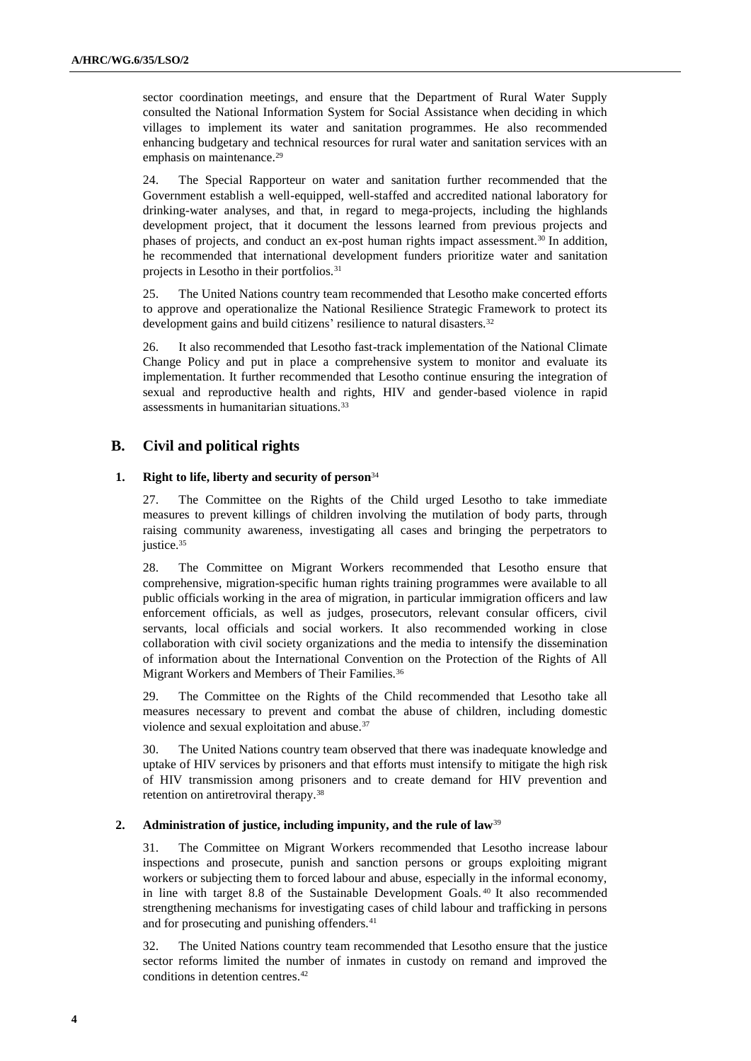sector coordination meetings, and ensure that the Department of Rural Water Supply consulted the National Information System for Social Assistance when deciding in which villages to implement its water and sanitation programmes. He also recommended enhancing budgetary and technical resources for rural water and sanitation services with an emphasis on maintenance.[29]

24. The Special Rapporteur on water and sanitation further recommended that the Government establish a well-equipped, well-staffed and accredited national laboratory for drinking-water analyses, and that, in regard to mega-projects, including the highlands development project, that it document the lessons learned from previous projects and phases of projects, and conduct an ex-post human rights impact assessment.[30] In addition, he recommended that international development funders prioritize water and sanitation projects in Lesotho in their portfolios.[31]

25. The United Nations country team recommended that Lesotho make concerted efforts to approve and operationalize the National Resilience Strategic Framework to protect its development gains and build citizens' resilience to natural disasters.[32]

26. It also recommended that Lesotho fast-track implementation of the National Climate Change Policy and put in place a comprehensive system to monitor and evaluate its implementation. It further recommended that Lesotho continue ensuring the integration of sexual and reproductive health and rights, HIV and gender-based violence in rapid assessments in humanitarian situations.[33]

## B. Civil and political rights

### 1. Right to life, liberty and security of person[34]

27. The Committee on the Rights of the Child urged Lesotho to take immediate measures to prevent killings of children involving the mutilation of body parts, through raising community awareness, investigating all cases and bringing the perpetrators to justice.[35]

28. The Committee on Migrant Workers recommended that Lesotho ensure that comprehensive, migration-specific human rights training programmes were available to all public officials working in the area of migration, in particular immigration officers and law enforcement officials, as well as judges, prosecutors, relevant consular officers, civil servants, local officials and social workers. It also recommended working in close collaboration with civil society organizations and the media to intensify the dissemination of information about the International Convention on the Protection of the Rights of All Migrant Workers and Members of Their Families.[36]

29. The Committee on the Rights of the Child recommended that Lesotho take all measures necessary to prevent and combat the abuse of children, including domestic violence and sexual exploitation and abuse.[37]

30. The United Nations country team observed that there was inadequate knowledge and uptake of HIV services by prisoners and that efforts must intensify to mitigate the high risk of HIV transmission among prisoners and to create demand for HIV prevention and retention on antiretroviral therapy.[38]

### 2. Administration of justice, including impunity, and the rule of law[39]

31. The Committee on Migrant Workers recommended that Lesotho increase labour inspections and prosecute, punish and sanction persons or groups exploiting migrant workers or subjecting them to forced labour and abuse, especially in the informal economy, in line with target 8.8 of the Sustainable Development Goals.[40] It also recommended strengthening mechanisms for investigating cases of child labour and trafficking in persons and for prosecuting and punishing offenders.[41]

32. The United Nations country team recommended that Lesotho ensure that the justice sector reforms limited the number of inmates in custody on remand and improved the conditions in detention centres.[42]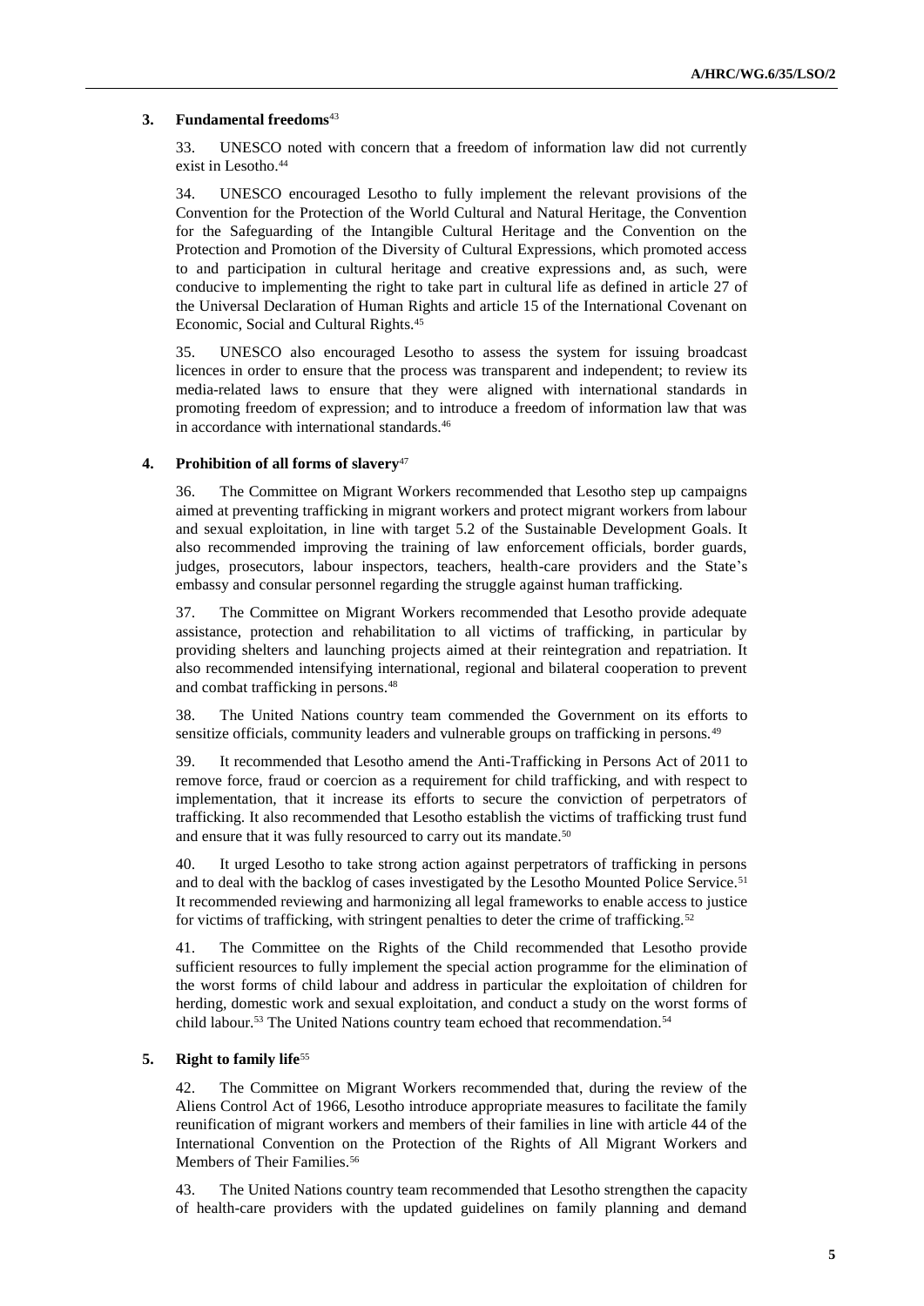### 3. Fundamental freedoms[43]

33. UNESCO noted with concern that a freedom of information law did not currently exist in Lesotho.[44]

34. UNESCO encouraged Lesotho to fully implement the relevant provisions of the Convention for the Protection of the World Cultural and Natural Heritage, the Convention for the Safeguarding of the Intangible Cultural Heritage and the Convention on the Protection and Promotion of the Diversity of Cultural Expressions, which promoted access to and participation in cultural heritage and creative expressions and, as such, were conducive to implementing the right to take part in cultural life as defined in article 27 of the Universal Declaration of Human Rights and article 15 of the International Covenant on Economic, Social and Cultural Rights.[45]

35. UNESCO also encouraged Lesotho to assess the system for issuing broadcast licences in order to ensure that the process was transparent and independent; to review its media-related laws to ensure that they were aligned with international standards in promoting freedom of expression; and to introduce a freedom of information law that was in accordance with international standards.[46]

### 4. Prohibition of all forms of slavery[47]

36. The Committee on Migrant Workers recommended that Lesotho step up campaigns aimed at preventing trafficking in migrant workers and protect migrant workers from labour and sexual exploitation, in line with target 5.2 of the Sustainable Development Goals. It also recommended improving the training of law enforcement officials, border guards, judges, prosecutors, labour inspectors, teachers, health-care providers and the State's embassy and consular personnel regarding the struggle against human trafficking.

37. The Committee on Migrant Workers recommended that Lesotho provide adequate assistance, protection and rehabilitation to all victims of trafficking, in particular by providing shelters and launching projects aimed at their reintegration and repatriation. It also recommended intensifying international, regional and bilateral cooperation to prevent and combat trafficking in persons.[48]

38. The United Nations country team commended the Government on its efforts to sensitize officials, community leaders and vulnerable groups on trafficking in persons.[49]

39. It recommended that Lesotho amend the Anti-Trafficking in Persons Act of 2011 to remove force, fraud or coercion as a requirement for child trafficking, and with respect to implementation, that it increase its efforts to secure the conviction of perpetrators of trafficking. It also recommended that Lesotho establish the victims of trafficking trust fund and ensure that it was fully resourced to carry out its mandate.[50]

40. It urged Lesotho to take strong action against perpetrators of trafficking in persons and to deal with the backlog of cases investigated by the Lesotho Mounted Police Service.[51] It recommended reviewing and harmonizing all legal frameworks to enable access to justice for victims of trafficking, with stringent penalties to deter the crime of trafficking.[52]

41. The Committee on the Rights of the Child recommended that Lesotho provide sufficient resources to fully implement the special action programme for the elimination of the worst forms of child labour and address in particular the exploitation of children for herding, domestic work and sexual exploitation, and conduct a study on the worst forms of child labour.[53] The United Nations country team echoed that recommendation.[54]

### 5. Right to family life[55]

42. The Committee on Migrant Workers recommended that, during the review of the Aliens Control Act of 1966, Lesotho introduce appropriate measures to facilitate the family reunification of migrant workers and members of their families in line with article 44 of the International Convention on the Protection of the Rights of All Migrant Workers and Members of Their Families.[56]

43. The United Nations country team recommended that Lesotho strengthen the capacity of health-care providers with the updated guidelines on family planning and demand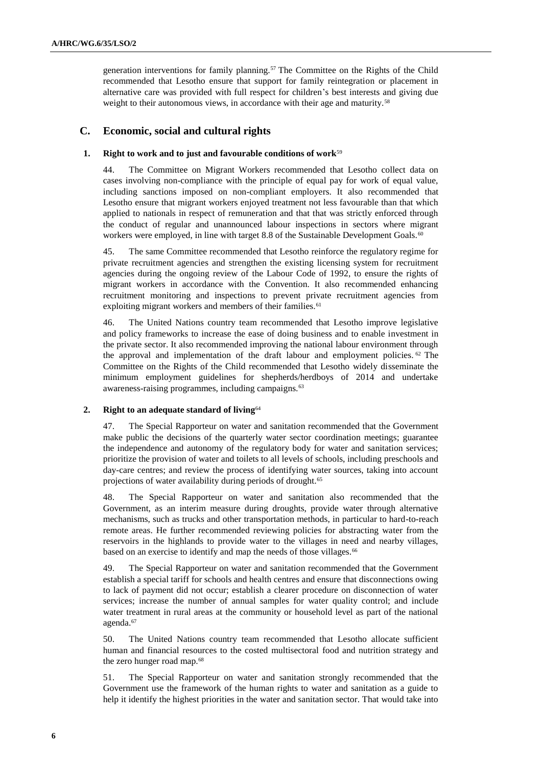generation interventions for family planning.[57] The Committee on the Rights of the Child recommended that Lesotho ensure that support for family reintegration or placement in alternative care was provided with full respect for children's best interests and giving due weight to their autonomous views, in accordance with their age and maturity.[58]

## C. Economic, social and cultural rights

### 1. Right to work and to just and favourable conditions of work[59]

44. The Committee on Migrant Workers recommended that Lesotho collect data on cases involving non-compliance with the principle of equal pay for work of equal value, including sanctions imposed on non-compliant employers. It also recommended that Lesotho ensure that migrant workers enjoyed treatment not less favourable than that which applied to nationals in respect of remuneration and that that was strictly enforced through the conduct of regular and unannounced labour inspections in sectors where migrant workers were employed, in line with target 8.8 of the Sustainable Development Goals.[60]

45. The same Committee recommended that Lesotho reinforce the regulatory regime for private recruitment agencies and strengthen the existing licensing system for recruitment agencies during the ongoing review of the Labour Code of 1992, to ensure the rights of migrant workers in accordance with the Convention. It also recommended enhancing recruitment monitoring and inspections to prevent private recruitment agencies from exploiting migrant workers and members of their families.[61]

46. The United Nations country team recommended that Lesotho improve legislative and policy frameworks to increase the ease of doing business and to enable investment in the private sector. It also recommended improving the national labour environment through the approval and implementation of the draft labour and employment policies.[62] The Committee on the Rights of the Child recommended that Lesotho widely disseminate the minimum employment guidelines for shepherds/herdboys of 2014 and undertake awareness-raising programmes, including campaigns.[63]

### 2. Right to an adequate standard of living[64]

47. The Special Rapporteur on water and sanitation recommended that the Government make public the decisions of the quarterly water sector coordination meetings; guarantee the independence and autonomy of the regulatory body for water and sanitation services; prioritize the provision of water and toilets to all levels of schools, including preschools and day-care centres; and review the process of identifying water sources, taking into account projections of water availability during periods of drought.[65]

48. The Special Rapporteur on water and sanitation also recommended that the Government, as an interim measure during droughts, provide water through alternative mechanisms, such as trucks and other transportation methods, in particular to hard-to-reach remote areas. He further recommended reviewing policies for abstracting water from the reservoirs in the highlands to provide water to the villages in need and nearby villages, based on an exercise to identify and map the needs of those villages.[66]

49. The Special Rapporteur on water and sanitation recommended that the Government establish a special tariff for schools and health centres and ensure that disconnections owing to lack of payment did not occur; establish a clearer procedure on disconnection of water services; increase the number of annual samples for water quality control; and include water treatment in rural areas at the community or household level as part of the national agenda.[67]

50. The United Nations country team recommended that Lesotho allocate sufficient human and financial resources to the costed multisectoral food and nutrition strategy and the zero hunger road map.[68]

51. The Special Rapporteur on water and sanitation strongly recommended that the Government use the framework of the human rights to water and sanitation as a guide to help it identify the highest priorities in the water and sanitation sector. That would take into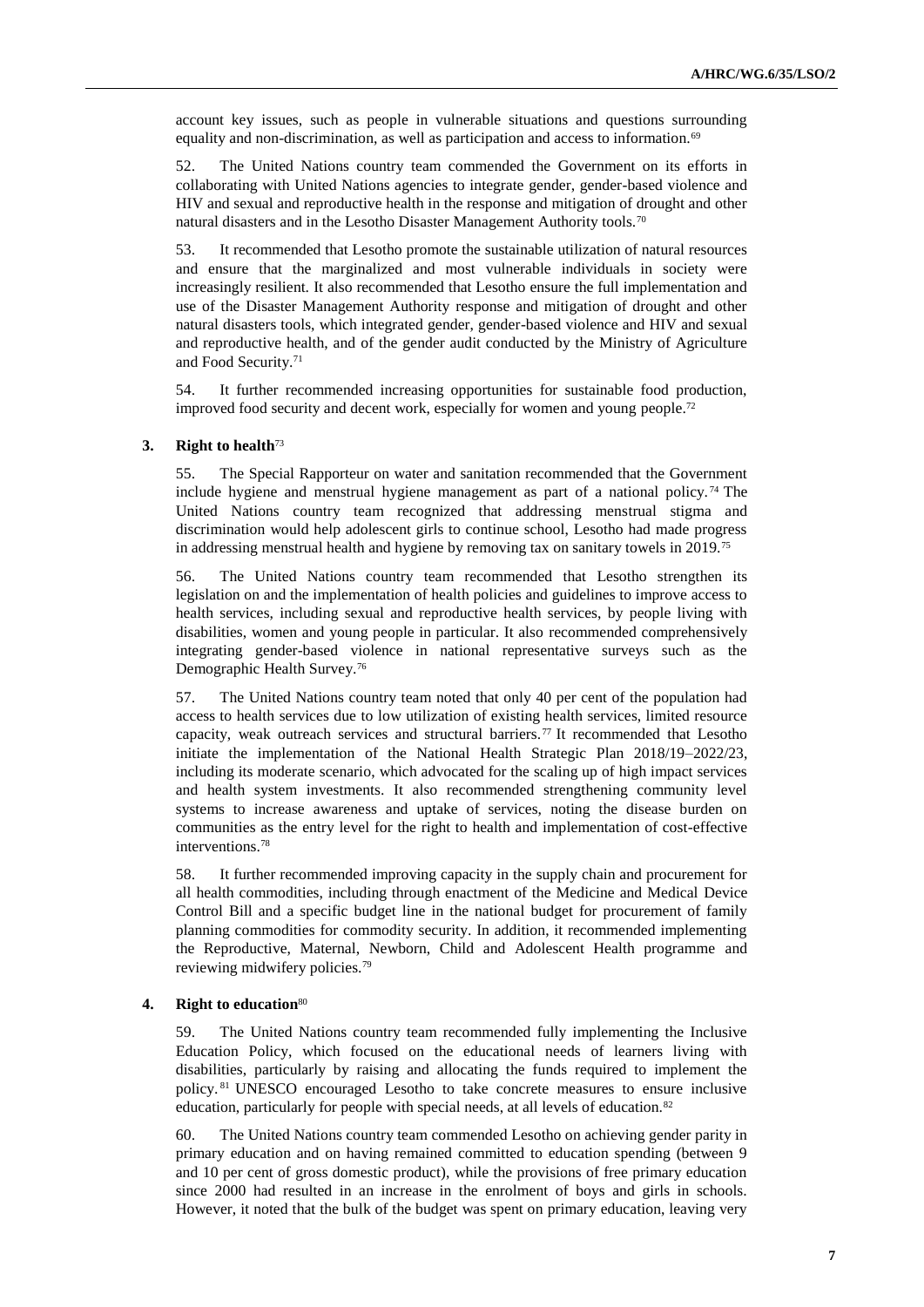account key issues, such as people in vulnerable situations and questions surrounding equality and non-discrimination, as well as participation and access to information.[69]

52. The United Nations country team commended the Government on its efforts in collaborating with United Nations agencies to integrate gender, gender-based violence and HIV and sexual and reproductive health in the response and mitigation of drought and other natural disasters and in the Lesotho Disaster Management Authority tools.[70]

53. It recommended that Lesotho promote the sustainable utilization of natural resources and ensure that the marginalized and most vulnerable individuals in society were increasingly resilient. It also recommended that Lesotho ensure the full implementation and use of the Disaster Management Authority response and mitigation of drought and other natural disasters tools, which integrated gender, gender-based violence and HIV and sexual and reproductive health, and of the gender audit conducted by the Ministry of Agriculture and Food Security.[71]

54. It further recommended increasing opportunities for sustainable food production, improved food security and decent work, especially for women and young people.[72]

### 3. Right to health[73]

55. The Special Rapporteur on water and sanitation recommended that the Government include hygiene and menstrual hygiene management as part of a national policy.[74] The United Nations country team recognized that addressing menstrual stigma and discrimination would help adolescent girls to continue school, Lesotho had made progress in addressing menstrual health and hygiene by removing tax on sanitary towels in 2019.[75]

56. The United Nations country team recommended that Lesotho strengthen its legislation on and the implementation of health policies and guidelines to improve access to health services, including sexual and reproductive health services, by people living with disabilities, women and young people in particular. It also recommended comprehensively integrating gender-based violence in national representative surveys such as the Demographic Health Survey.[76]

57. The United Nations country team noted that only 40 per cent of the population had access to health services due to low utilization of existing health services, limited resource capacity, weak outreach services and structural barriers.[77] It recommended that Lesotho initiate the implementation of the National Health Strategic Plan 2018/19–2022/23, including its moderate scenario, which advocated for the scaling up of high impact services and health system investments. It also recommended strengthening community level systems to increase awareness and uptake of services, noting the disease burden on communities as the entry level for the right to health and implementation of cost-effective interventions.[78]

58. It further recommended improving capacity in the supply chain and procurement for all health commodities, including through enactment of the Medicine and Medical Device Control Bill and a specific budget line in the national budget for procurement of family planning commodities for commodity security. In addition, it recommended implementing the Reproductive, Maternal, Newborn, Child and Adolescent Health programme and reviewing midwifery policies.[79]

### 4. Right to education[80]

59. The United Nations country team recommended fully implementing the Inclusive Education Policy, which focused on the educational needs of learners living with disabilities, particularly by raising and allocating the funds required to implement the policy.[81] UNESCO encouraged Lesotho to take concrete measures to ensure inclusive education, particularly for people with special needs, at all levels of education.[82]

60. The United Nations country team commended Lesotho on achieving gender parity in primary education and on having remained committed to education spending (between 9 and 10 per cent of gross domestic product), while the provisions of free primary education since 2000 had resulted in an increase in the enrolment of boys and girls in schools. However, it noted that the bulk of the budget was spent on primary education, leaving very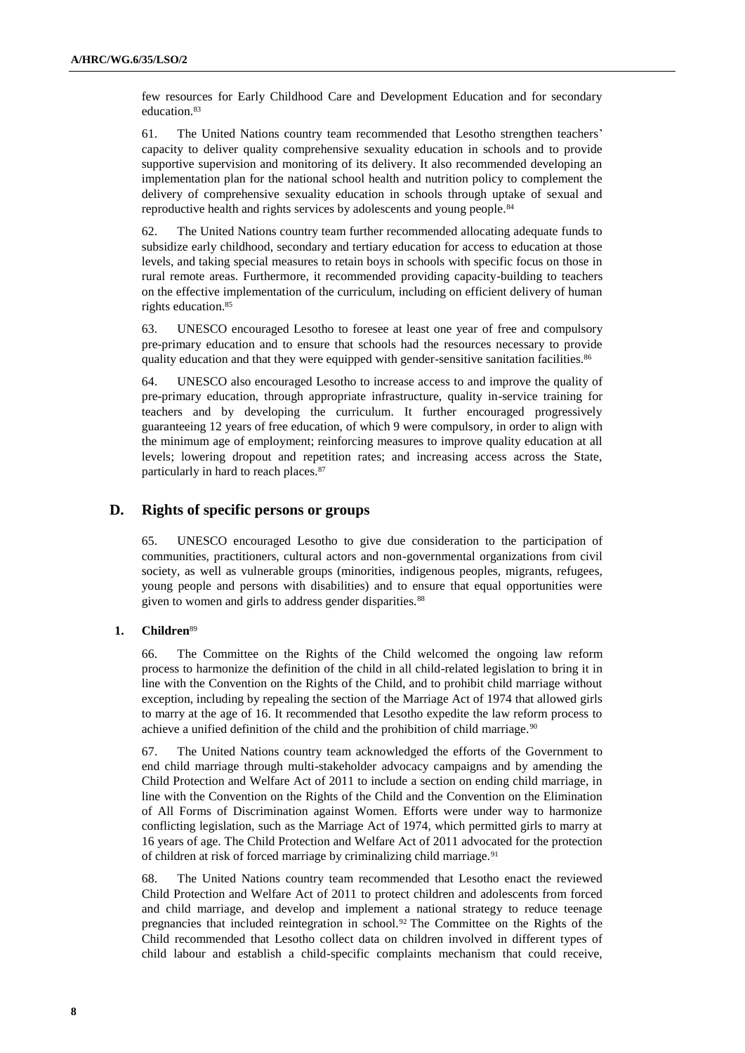few resources for Early Childhood Care and Development Education and for secondary education.[83]

61. The United Nations country team recommended that Lesotho strengthen teachers' capacity to deliver quality comprehensive sexuality education in schools and to provide supportive supervision and monitoring of its delivery. It also recommended developing an implementation plan for the national school health and nutrition policy to complement the delivery of comprehensive sexuality education in schools through uptake of sexual and reproductive health and rights services by adolescents and young people.[84]

62. The United Nations country team further recommended allocating adequate funds to subsidize early childhood, secondary and tertiary education for access to education at those levels, and taking special measures to retain boys in schools with specific focus on those in rural remote areas. Furthermore, it recommended providing capacity-building to teachers on the effective implementation of the curriculum, including on efficient delivery of human rights education.[85]

63. UNESCO encouraged Lesotho to foresee at least one year of free and compulsory pre-primary education and to ensure that schools had the resources necessary to provide quality education and that they were equipped with gender-sensitive sanitation facilities.[86]

64. UNESCO also encouraged Lesotho to increase access to and improve the quality of pre-primary education, through appropriate infrastructure, quality in-service training for teachers and by developing the curriculum. It further encouraged progressively guaranteeing 12 years of free education, of which 9 were compulsory, in order to align with the minimum age of employment; reinforcing measures to improve quality education at all levels; lowering dropout and repetition rates; and increasing access across the State, particularly in hard to reach places.[87]

## D. Rights of specific persons or groups

65. UNESCO encouraged Lesotho to give due consideration to the participation of communities, practitioners, cultural actors and non-governmental organizations from civil society, as well as vulnerable groups (minorities, indigenous peoples, migrants, refugees, young people and persons with disabilities) and to ensure that equal opportunities were given to women and girls to address gender disparities.[88]

### 1. Children[89]

66. The Committee on the Rights of the Child welcomed the ongoing law reform process to harmonize the definition of the child in all child-related legislation to bring it in line with the Convention on the Rights of the Child, and to prohibit child marriage without exception, including by repealing the section of the Marriage Act of 1974 that allowed girls to marry at the age of 16. It recommended that Lesotho expedite the law reform process to achieve a unified definition of the child and the prohibition of child marriage.[90]

67. The United Nations country team acknowledged the efforts of the Government to end child marriage through multi-stakeholder advocacy campaigns and by amending the Child Protection and Welfare Act of 2011 to include a section on ending child marriage, in line with the Convention on the Rights of the Child and the Convention on the Elimination of All Forms of Discrimination against Women. Efforts were under way to harmonize conflicting legislation, such as the Marriage Act of 1974, which permitted girls to marry at 16 years of age. The Child Protection and Welfare Act of 2011 advocated for the protection of children at risk of forced marriage by criminalizing child marriage.[91]

68. The United Nations country team recommended that Lesotho enact the reviewed Child Protection and Welfare Act of 2011 to protect children and adolescents from forced and child marriage, and develop and implement a national strategy to reduce teenage pregnancies that included reintegration in school.[92] The Committee on the Rights of the Child recommended that Lesotho collect data on children involved in different types of child labour and establish a child-specific complaints mechanism that could receive,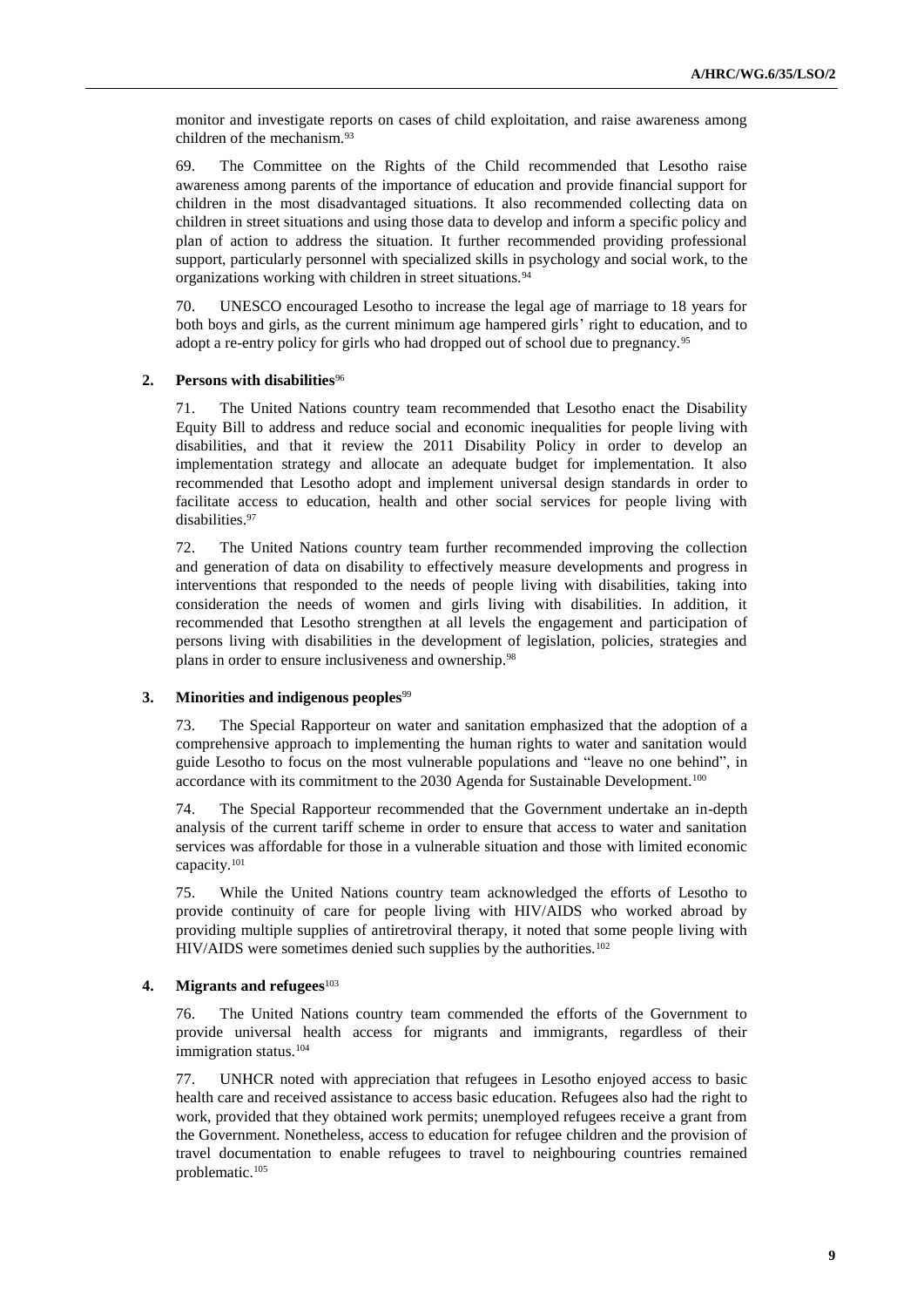monitor and investigate reports on cases of child exploitation, and raise awareness among children of the mechanism.[93]

69. The Committee on the Rights of the Child recommended that Lesotho raise awareness among parents of the importance of education and provide financial support for children in the most disadvantaged situations. It also recommended collecting data on children in street situations and using those data to develop and inform a specific policy and plan of action to address the situation. It further recommended providing professional support, particularly personnel with specialized skills in psychology and social work, to the organizations working with children in street situations.[94]

70. UNESCO encouraged Lesotho to increase the legal age of marriage to 18 years for both boys and girls, as the current minimum age hampered girls' right to education, and to adopt a re-entry policy for girls who had dropped out of school due to pregnancy.[95]

### 2. Persons with disabilities[96]

71. The United Nations country team recommended that Lesotho enact the Disability Equity Bill to address and reduce social and economic inequalities for people living with disabilities, and that it review the 2011 Disability Policy in order to develop an implementation strategy and allocate an adequate budget for implementation. It also recommended that Lesotho adopt and implement universal design standards in order to facilitate access to education, health and other social services for people living with disabilities.[97]

72. The United Nations country team further recommended improving the collection and generation of data on disability to effectively measure developments and progress in interventions that responded to the needs of people living with disabilities, taking into consideration the needs of women and girls living with disabilities. In addition, it recommended that Lesotho strengthen at all levels the engagement and participation of persons living with disabilities in the development of legislation, policies, strategies and plans in order to ensure inclusiveness and ownership.[98]

### 3. Minorities and indigenous peoples[99]

73. The Special Rapporteur on water and sanitation emphasized that the adoption of a comprehensive approach to implementing the human rights to water and sanitation would guide Lesotho to focus on the most vulnerable populations and "leave no one behind", in accordance with its commitment to the 2030 Agenda for Sustainable Development.[100]

74. The Special Rapporteur recommended that the Government undertake an in-depth analysis of the current tariff scheme in order to ensure that access to water and sanitation services was affordable for those in a vulnerable situation and those with limited economic capacity.[101]

75. While the United Nations country team acknowledged the efforts of Lesotho to provide continuity of care for people living with HIV/AIDS who worked abroad by providing multiple supplies of antiretroviral therapy, it noted that some people living with HIV/AIDS were sometimes denied such supplies by the authorities.[102]

### 4. Migrants and refugees[103]

76. The United Nations country team commended the efforts of the Government to provide universal health access for migrants and immigrants, regardless of their immigration status.[104]

77. UNHCR noted with appreciation that refugees in Lesotho enjoyed access to basic health care and received assistance to access basic education. Refugees also had the right to work, provided that they obtained work permits; unemployed refugees receive a grant from the Government. Nonetheless, access to education for refugee children and the provision of travel documentation to enable refugees to travel to neighbouring countries remained problematic.[105]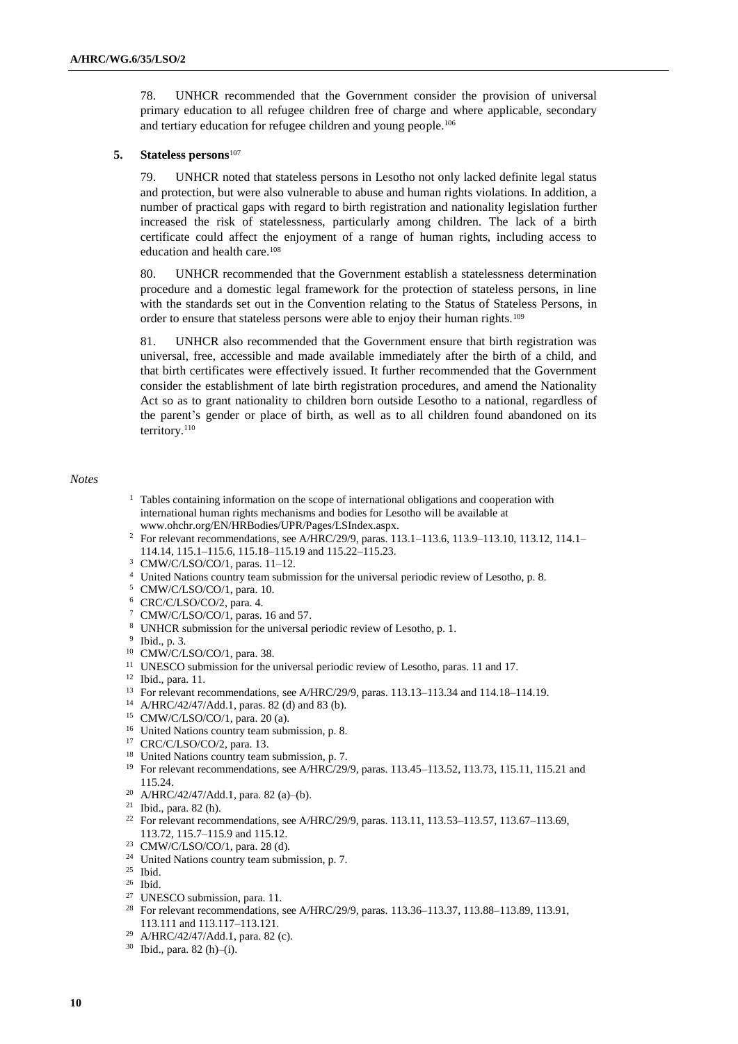78. UNHCR recommended that the Government consider the provision of universal primary education to all refugee children free of charge and where applicable, secondary and tertiary education for refugee children and young people.[106]

### 5. Stateless persons[107]

79. UNHCR noted that stateless persons in Lesotho not only lacked definite legal status and protection, but were also vulnerable to abuse and human rights violations. In addition, a number of practical gaps with regard to birth registration and nationality legislation further increased the risk of statelessness, particularly among children. The lack of a birth certificate could affect the enjoyment of a range of human rights, including access to education and health care.[108]

80. UNHCR recommended that the Government establish a statelessness determination procedure and a domestic legal framework for the protection of stateless persons, in line with the standards set out in the Convention relating to the Status of Stateless Persons, in order to ensure that stateless persons were able to enjoy their human rights.[109]

81. UNHCR also recommended that the Government ensure that birth registration was universal, free, accessible and made available immediately after the birth of a child, and that birth certificates were effectively issued. It further recommended that the Government consider the establishment of late birth registration procedures, and amend the Nationality Act so as to grant nationality to children born outside Lesotho to a national, regardless of the parent's gender or place of birth, as well as to all children found abandoned on its territory.[110]

*Notes*

1. Tables containing information on the scope of international obligations and cooperation with international human rights mechanisms and bodies for Lesotho will be available at www.ohchr.org/EN/HRBodies/UPR/Pages/LSIndex.aspx.
2. For relevant recommendations, see A/HRC/29/9, paras. 113.1–113.6, 113.9–113.10, 113.12, 114.1–114.14, 115.1–115.6, 115.18–115.19 and 115.22–115.23.
3. CMW/C/LSO/CO/1, paras. 11–12.
4. United Nations country team submission for the universal periodic review of Lesotho, p. 8.
5. CMW/C/LSO/CO/1, para. 10.
6. CRC/C/LSO/CO/2, para. 4.
7. CMW/C/LSO/CO/1, paras. 16 and 57.
8. UNHCR submission for the universal periodic review of Lesotho, p. 1.
9. Ibid., p. 3.
10. CMW/C/LSO/CO/1, para. 38.
11. UNESCO submission for the universal periodic review of Lesotho, paras. 11 and 17.
12. Ibid., para. 11.
13. For relevant recommendations, see A/HRC/29/9, paras. 113.13–113.34 and 114.18–114.19.
14. A/HRC/42/47/Add.1, paras. 82 (d) and 83 (b).
15. CMW/C/LSO/CO/1, para. 20 (a).
16. United Nations country team submission, p. 8.
17. CRC/C/LSO/CO/2, para. 13.
18. United Nations country team submission, p. 7.
19. For relevant recommendations, see A/HRC/29/9, paras. 113.45–113.52, 113.73, 115.11, 115.21 and 115.24.
20. A/HRC/42/47/Add.1, para. 82 (a)–(b).
21. Ibid., para. 82 (h).
22. For relevant recommendations, see A/HRC/29/9, paras. 113.11, 113.53–113.57, 113.67–113.69, 113.72, 115.7–115.9 and 115.12.
23. CMW/C/LSO/CO/1, para. 28 (d).
24. United Nations country team submission, p. 7.
25. Ibid.
26. Ibid.
27. UNESCO submission, para. 11.
28. For relevant recommendations, see A/HRC/29/9, paras. 113.36–113.37, 113.88–113.89, 113.91, 113.111 and 113.117–113.121.
29. A/HRC/42/47/Add.1, para. 82 (c).
30. Ibid., para. 82 (h)–(i).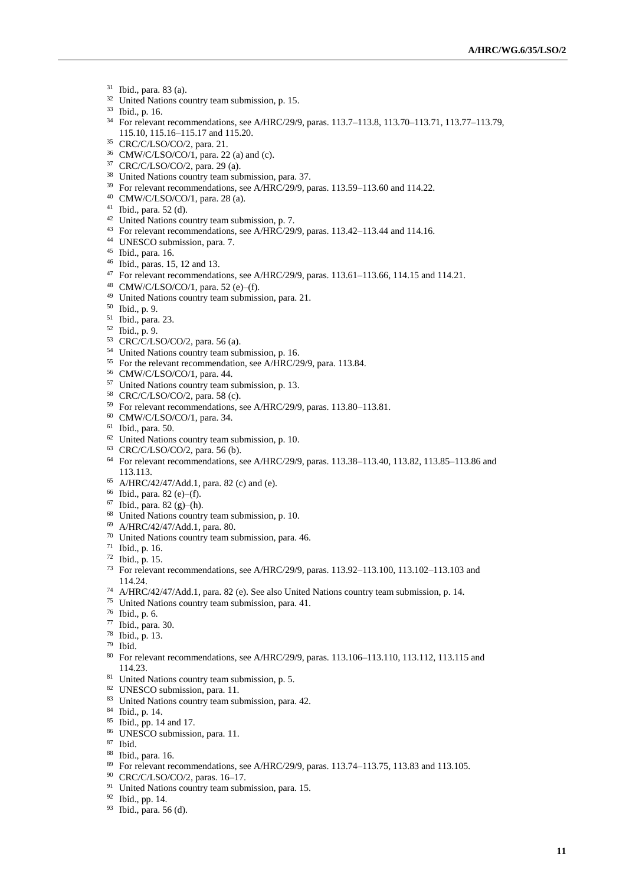[31] Ibid., para. 83 (a).
[32] United Nations country team submission, p. 15.
[33] Ibid., p. 16.
[34] For relevant recommendations, see A/HRC/29/9, paras. 113.7–113.8, 113.70–113.71, 113.77–113.79, 115.10, 115.16–115.17 and 115.20.
[35] CRC/C/LSO/CO/2, para. 21.
[36] CMW/C/LSO/CO/1, para. 22 (a) and (c).
[37] CRC/C/LSO/CO/2, para. 29 (a).
[38] United Nations country team submission, para. 37.
[39] For relevant recommendations, see A/HRC/29/9, paras. 113.59–113.60 and 114.22.
[40] CMW/C/LSO/CO/1, para. 28 (a).
[41] Ibid., para. 52 (d).
[42] United Nations country team submission, p. 7.
[43] For relevant recommendations, see A/HRC/29/9, paras. 113.42–113.44 and 114.16.
[44] UNESCO submission, para. 7.
[45] Ibid., para. 16.
[46] Ibid., paras. 15, 12 and 13.
[47] For relevant recommendations, see A/HRC/29/9, paras. 113.61–113.66, 114.15 and 114.21.
[48] CMW/C/LSO/CO/1, para. 52 (e)–(f).
[49] United Nations country team submission, para. 21.
[50] Ibid., p. 9.
[51] Ibid., para. 23.
[52] Ibid., p. 9.
[53] CRC/C/LSO/CO/2, para. 56 (a).
[54] United Nations country team submission, p. 16.
[55] For the relevant recommendation, see A/HRC/29/9, para. 113.84.
[56] CMW/C/LSO/CO/1, para. 44.
[57] United Nations country team submission, p. 13.
[58] CRC/C/LSO/CO/2, para. 58 (c).
[59] For relevant recommendations, see A/HRC/29/9, paras. 113.80–113.81.
[60] CMW/C/LSO/CO/1, para. 34.
[61] Ibid., para. 50.
[62] United Nations country team submission, p. 10.
[63] CRC/C/LSO/CO/2, para. 56 (b).
[64] For relevant recommendations, see A/HRC/29/9, paras. 113.38–113.40, 113.82, 113.85–113.86 and 113.113.
[65] A/HRC/42/47/Add.1, para. 82 (c) and (e).
[66] Ibid., para. 82 (e)–(f).
[67] Ibid., para. 82 (g)–(h).
[68] United Nations country team submission, p. 10.
[69] A/HRC/42/47/Add.1, para. 80.
[70] United Nations country team submission, para. 46.
[71] Ibid., p. 16.
[72] Ibid., p. 15.
[73] For relevant recommendations, see A/HRC/29/9, paras. 113.92–113.100, 113.102–113.103 and 114.24.
[74] A/HRC/42/47/Add.1, para. 82 (e). See also United Nations country team submission, p. 14.
[75] United Nations country team submission, para. 41.
[76] Ibid., p. 6.
[77] Ibid., para. 30.
[78] Ibid., p. 13.
[79] Ibid.
[80] For relevant recommendations, see A/HRC/29/9, paras. 113.106–113.110, 113.112, 113.115 and 114.23.
[81] United Nations country team submission, p. 5.
[82] UNESCO submission, para. 11.
[83] United Nations country team submission, para. 42.
[84] Ibid., p. 14.
[85] Ibid., pp. 14 and 17.
[86] UNESCO submission, para. 11.
[87] Ibid.
[88] Ibid., para. 16.
[89] For relevant recommendations, see A/HRC/29/9, paras. 113.74–113.75, 113.83 and 113.105.
[90] CRC/C/LSO/CO/2, paras. 16–17.
[91] United Nations country team submission, para. 15.
[92] Ibid., pp. 14.
[93] Ibid., para. 56 (d).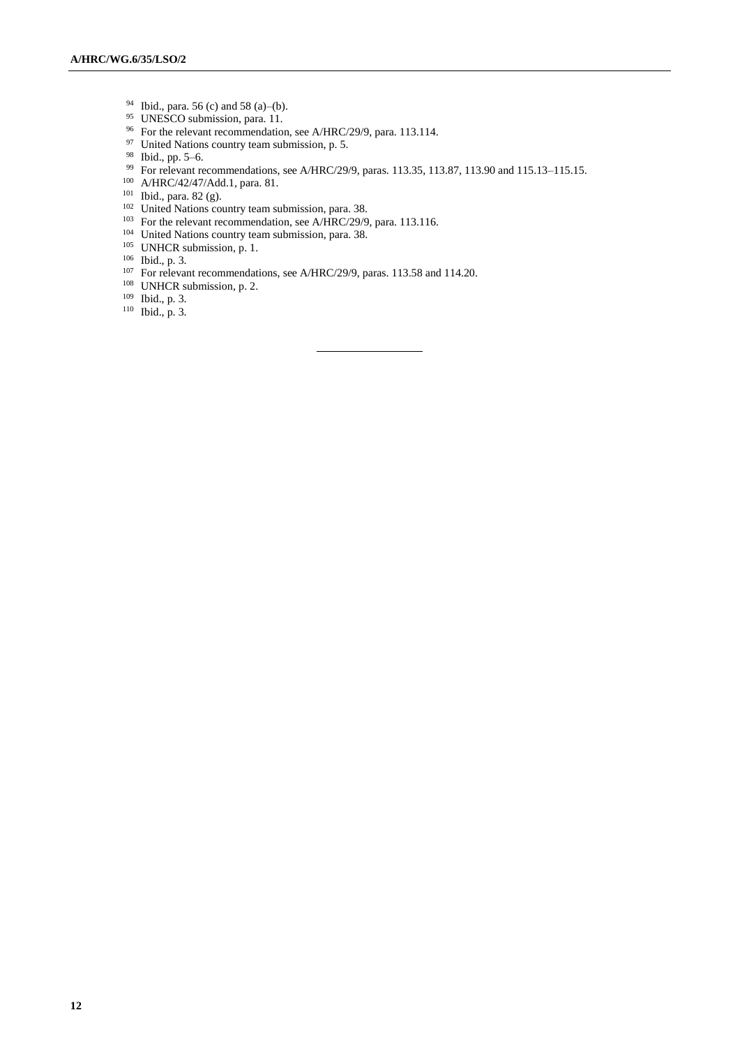[94] Ibid., para. 56 (c) and 58 (a)–(b).

[95] UNESCO submission, para. 11.

[96] For the relevant recommendation, see A/HRC/29/9, para. 113.114.

[97] United Nations country team submission, p. 5.

[98] Ibid., pp. 5–6.

[99] For relevant recommendations, see A/HRC/29/9, paras. 113.35, 113.87, 113.90 and 115.13–115.15.

[100] A/HRC/42/47/Add.1, para. 81.

[101] Ibid., para. 82 (g).

[102] United Nations country team submission, para. 38.

[103] For the relevant recommendation, see A/HRC/29/9, para. 113.116.

[104] United Nations country team submission, para. 38.

[105] UNHCR submission, p. 1.

[106] Ibid., p. 3.

[107] For relevant recommendations, see A/HRC/29/9, paras. 113.58 and 114.20.

[108] UNHCR submission, p. 2.

[109] Ibid., p. 3.

[110] Ibid., p. 3.